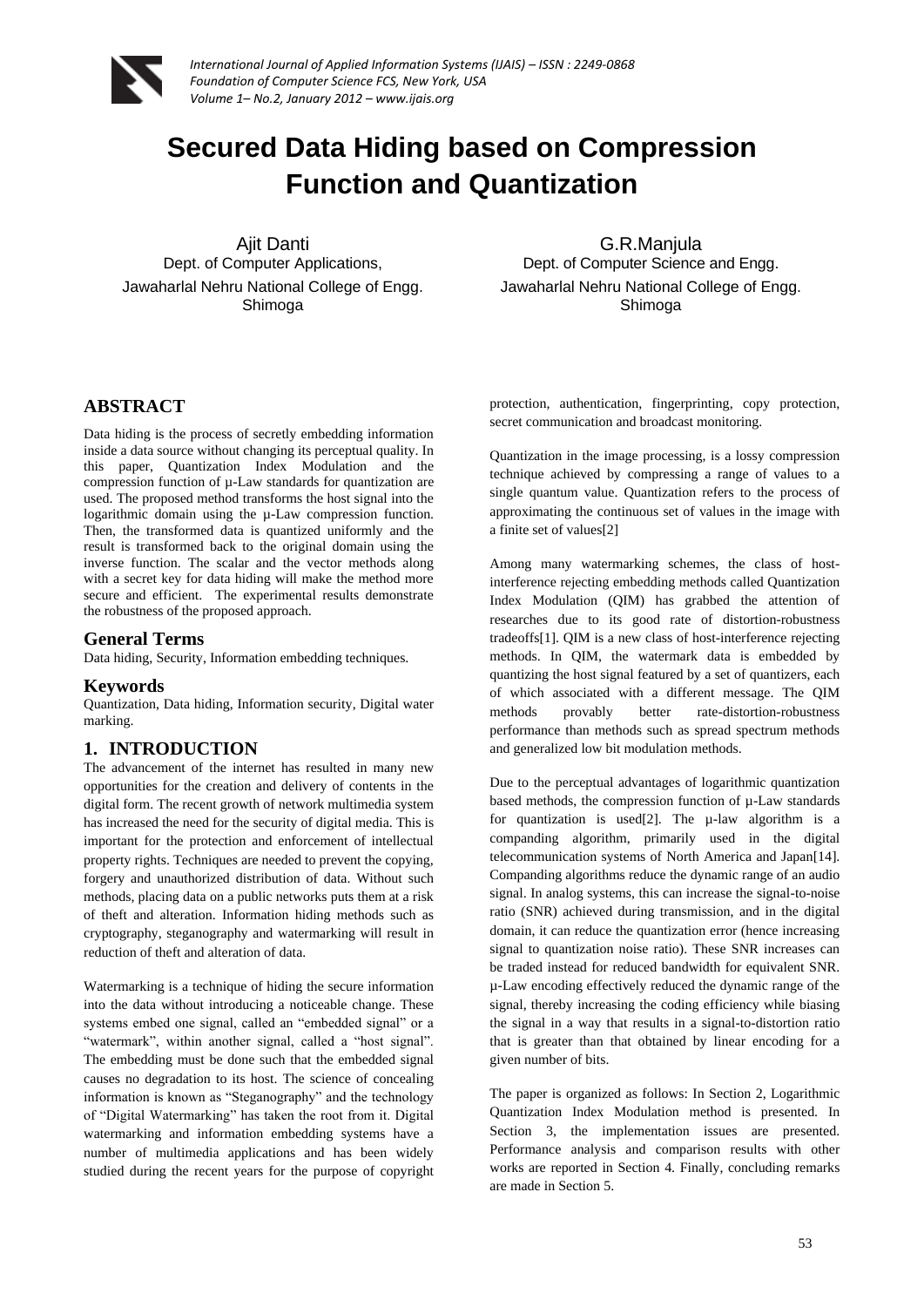# Secured Data Hiding based on Compression Function and Quantization

Ajit Danti
Dept. of Computer Applications,
Jawaharlal Nehru National College of Engg.
Shimoga

G.R.Manjula
Dept. of Computer Science and Engg.
Jawaharlal Nehru National College of Engg.
Shimoga

## ABSTRACT

Data hiding is the process of secretly embedding information inside a data source without changing its perceptual quality. In this paper, Quantization Index Modulation and the compression function of µ-Law standards for quantization are used. The proposed method transforms the host signal into the logarithmic domain using the µ-Law compression function. Then, the transformed data is quantized uniformly and the result is transformed back to the original domain using the inverse function. The scalar and the vector methods along with a secret key for data hiding will make the method more secure and efficient. The experimental results demonstrate the robustness of the proposed approach.

### General Terms

Data hiding, Security, Information embedding techniques.

### Keywords

Quantization, Data hiding, Information security, Digital water marking.

## 1. INTRODUCTION

The advancement of the internet has resulted in many new opportunities for the creation and delivery of contents in the digital form. The recent growth of network multimedia system has increased the need for the security of digital media. This is important for the protection and enforcement of intellectual property rights. Techniques are needed to prevent the copying, forgery and unauthorized distribution of data. Without such methods, placing data on a public networks puts them at a risk of theft and alteration. Information hiding methods such as cryptography, steganography and watermarking will result in reduction of theft and alteration of data.

Watermarking is a technique of hiding the secure information into the data without introducing a noticeable change. These systems embed one signal, called an "embedded signal" or a "watermark", within another signal, called a "host signal". The embedding must be done such that the embedded signal causes no degradation to its host. The science of concealing information is known as "Steganography" and the technology of "Digital Watermarking" has taken the root from it. Digital watermarking and information embedding systems have a number of multimedia applications and has been widely studied during the recent years for the purpose of copyright protection, authentication, fingerprinting, copy protection, secret communication and broadcast monitoring.

Quantization in the image processing, is a lossy compression technique achieved by compressing a range of values to a single quantum value. Quantization refers to the process of approximating the continuous set of values in the image with a finite set of values[2]

Among many watermarking schemes, the class of host-interference rejecting embedding methods called Quantization Index Modulation (QIM) has grabbed the attention of researches due to its good rate of distortion-robustness tradeoffs[1]. QIM is a new class of host-interference rejecting methods. In QIM, the watermark data is embedded by quantizing the host signal featured by a set of quantizers, each of which associated with a different message. The QIM methods provably better rate-distortion-robustness performance than methods such as spread spectrum methods and generalized low bit modulation methods.

Due to the perceptual advantages of logarithmic quantization based methods, the compression function of µ-Law standards for quantization is used[2]. The µ-law algorithm is a companding algorithm, primarily used in the digital telecommunication systems of North America and Japan[14]. Companding algorithms reduce the dynamic range of an audio signal. In analog systems, this can increase the signal-to-noise ratio (SNR) achieved during transmission, and in the digital domain, it can reduce the quantization error (hence increasing signal to quantization noise ratio). These SNR increases can be traded instead for reduced bandwidth for equivalent SNR. µ-Law encoding effectively reduced the dynamic range of the signal, thereby increasing the coding efficiency while biasing the signal in a way that results in a signal-to-distortion ratio that is greater than that obtained by linear encoding for a given number of bits.

The paper is organized as follows: In Section 2, Logarithmic Quantization Index Modulation method is presented. In Section 3, the implementation issues are presented. Performance analysis and comparison results with other works are reported in Section 4. Finally, concluding remarks are made in Section 5.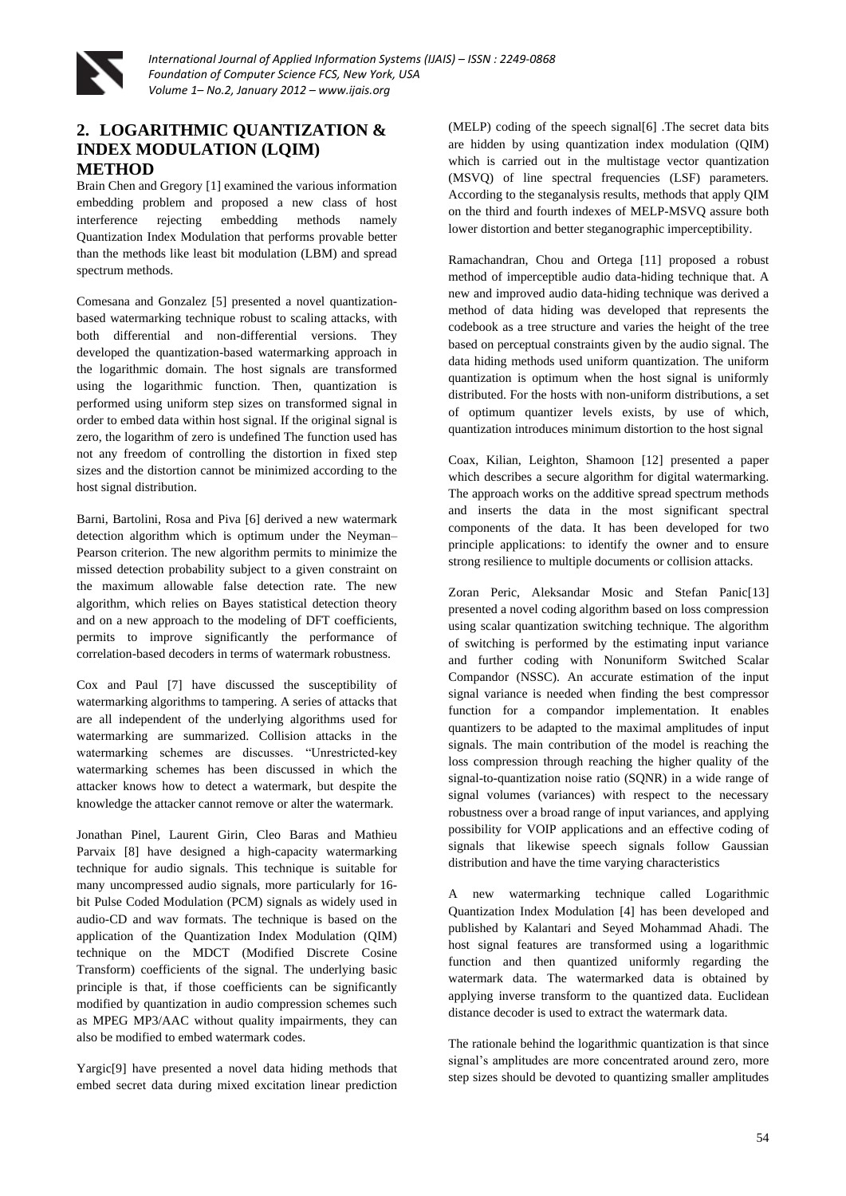## 2. LOGARITHMIC QUANTIZATION & INDEX MODULATION (LQIM) METHOD

Brain Chen and Gregory [1] examined the various information embedding problem and proposed a new class of host interference rejecting embedding methods namely Quantization Index Modulation that performs provable better than the methods like least bit modulation (LBM) and spread spectrum methods.

Comesana and Gonzalez [5] presented a novel quantization-based watermarking technique robust to scaling attacks, with both differential and non-differential versions. They developed the quantization-based watermarking approach in the logarithmic domain. The host signals are transformed using the logarithmic function. Then, quantization is performed using uniform step sizes on transformed signal in order to embed data within host signal. If the original signal is zero, the logarithm of zero is undefined The function used has not any freedom of controlling the distortion in fixed step sizes and the distortion cannot be minimized according to the host signal distribution.

Barni, Bartolini, Rosa and Piva [6] derived a new watermark detection algorithm which is optimum under the Neyman–Pearson criterion. The new algorithm permits to minimize the missed detection probability subject to a given constraint on the maximum allowable false detection rate. The new algorithm, which relies on Bayes statistical detection theory and on a new approach to the modeling of DFT coefficients, permits to improve significantly the performance of correlation-based decoders in terms of watermark robustness.

Cox and Paul [7] have discussed the susceptibility of watermarking algorithms to tampering. A series of attacks that are all independent of the underlying algorithms used for watermarking are summarized. Collision attacks in the watermarking schemes are discusses. "Unrestricted-key watermarking schemes has been discussed in which the attacker knows how to detect a watermark, but despite the knowledge the attacker cannot remove or alter the watermark.

Jonathan Pinel, Laurent Girin, Cleo Baras and Mathieu Parvaix [8] have designed a high-capacity watermarking technique for audio signals. This technique is suitable for many uncompressed audio signals, more particularly for 16-bit Pulse Coded Modulation (PCM) signals as widely used in audio-CD and wav formats. The technique is based on the application of the Quantization Index Modulation (QIM) technique on the MDCT (Modified Discrete Cosine Transform) coefficients of the signal. The underlying basic principle is that, if those coefficients can be significantly modified by quantization in audio compression schemes such as MPEG MP3/AAC without quality impairments, they can also be modified to embed watermark codes.

Yargic[9] have presented a novel data hiding methods that embed secret data during mixed excitation linear prediction (MELP) coding of the speech signal[6] .The secret data bits are hidden by using quantization index modulation (QIM) which is carried out in the multistage vector quantization (MSVQ) of line spectral frequencies (LSF) parameters. According to the steganalysis results, methods that apply QIM on the third and fourth indexes of MELP-MSVQ assure both lower distortion and better steganographic imperceptibility.

Ramachandran, Chou and Ortega [11] proposed a robust method of imperceptible audio data-hiding technique that. A new and improved audio data-hiding technique was derived a method of data hiding was developed that represents the codebook as a tree structure and varies the height of the tree based on perceptual constraints given by the audio signal. The data hiding methods used uniform quantization. The uniform quantization is optimum when the host signal is uniformly distributed. For the hosts with non-uniform distributions, a set of optimum quantizer levels exists, by use of which, quantization introduces minimum distortion to the host signal

Coax, Kilian, Leighton, Shamoon [12] presented a paper which describes a secure algorithm for digital watermarking. The approach works on the additive spread spectrum methods and inserts the data in the most significant spectral components of the data. It has been developed for two principle applications: to identify the owner and to ensure strong resilience to multiple documents or collision attacks.

Zoran Peric, Aleksandar Mosic and Stefan Panic[13] presented a novel coding algorithm based on loss compression using scalar quantization switching technique. The algorithm of switching is performed by the estimating input variance and further coding with Nonuniform Switched Scalar Compandor (NSSC). An accurate estimation of the input signal variance is needed when finding the best compressor function for a compandor implementation. It enables quantizers to be adapted to the maximal amplitudes of input signals. The main contribution of the model is reaching the loss compression through reaching the higher quality of the signal-to-quantization noise ratio (SQNR) in a wide range of signal volumes (variances) with respect to the necessary robustness over a broad range of input variances, and applying possibility for VOIP applications and an effective coding of signals that likewise speech signals follow Gaussian distribution and have the time varying characteristics

A new watermarking technique called Logarithmic Quantization Index Modulation [4] has been developed and published by Kalantari and Seyed Mohammad Ahadi. The host signal features are transformed using a logarithmic function and then quantized uniformly regarding the watermark data. The watermarked data is obtained by applying inverse transform to the quantized data. Euclidean distance decoder is used to extract the watermark data.

The rationale behind the logarithmic quantization is that since signal's amplitudes are more concentrated around zero, more step sizes should be devoted to quantizing smaller amplitudes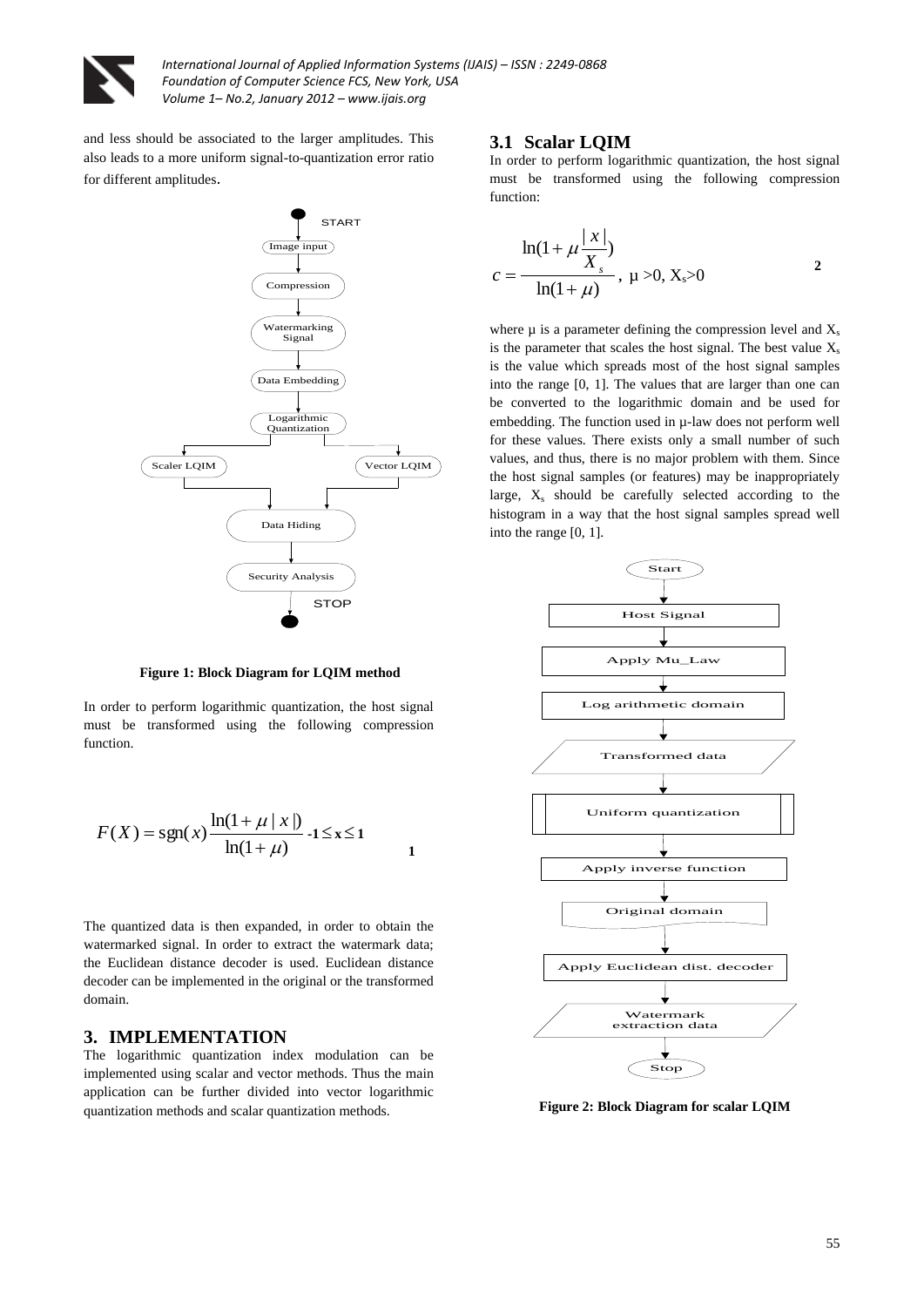and less should be associated to the larger amplitudes. This also leads to a more uniform signal-to-quantization error ratio for different amplitudes.

Figure 1: Block Diagram for LQIM method

In order to perform logarithmic quantization, the host signal must be transformed using the following compression function.

$$F(X) = \text{sgn}(x)\frac{\ln(1+\mu|x|)}{\ln(1+\mu)} \quad -1 \le x \le 1 \qquad (1)$$

The quantized data is then expanded, in order to obtain the watermarked signal. In order to extract the watermark data; the Euclidean distance decoder is used. Euclidean distance decoder can be implemented in the original or the transformed domain.

## 3. IMPLEMENTATION

The logarithmic quantization index modulation can be implemented using scalar and vector methods. Thus the main application can be further divided into vector logarithmic quantization methods and scalar quantization methods.

### 3.1 Scalar LQIM

In order to perform logarithmic quantization, the host signal must be transformed using the following compression function:

$$c = \frac{\ln(1+\mu\frac{|x|}{X_s})}{\ln(1+\mu)}, \ \mu > 0, \ X_s > 0 \qquad (2)$$

where μ is a parameter defining the compression level and $X_s$ is the parameter that scales the host signal. The best value $X_s$ is the value which spreads most of the host signal samples into the range [0, 1]. The values that are larger than one can be converted to the logarithmic domain and be used for embedding. The function used in μ-law does not perform well for these values. There exists only a small number of such values, and thus, there is no major problem with them. Since the host signal samples (or features) may be inappropriately large, $X_s$ should be carefully selected according to the histogram in a way that the host signal samples spread well into the range [0, 1].

Figure 2: Block Diagram for scalar LQIM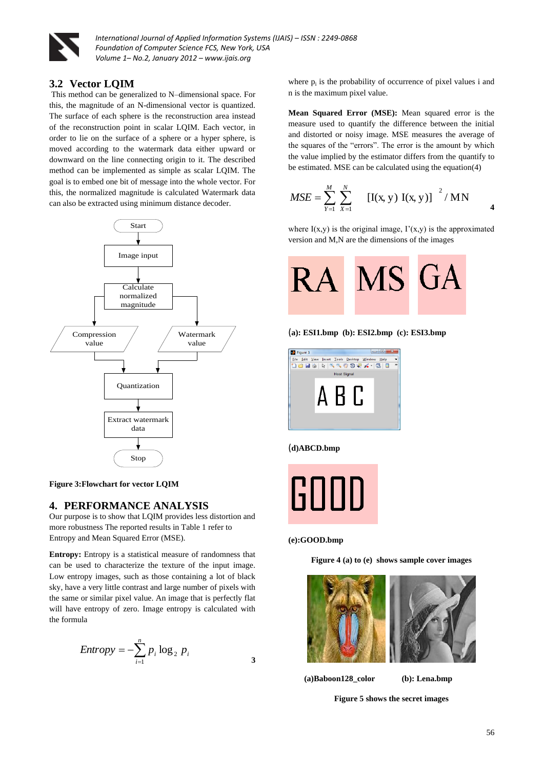### 3.2 Vector LQIM

This method can be generalized to N–dimensional space. For this, the magnitude of an N-dimensional vector is quantized. The surface of each sphere is the reconstruction area instead of the reconstruction point in scalar LQIM. Each vector, in order to lie on the surface of a sphere or a hyper sphere, is moved according to the watermark data either upward or downward on the line connecting origin to it. The described method can be implemented as simple as scalar LQIM. The goal is to embed one bit of message into the whole vector. For this, the normalized magnitude is calculated Watermark data can also be extracted using minimum distance decoder.

Start → Image input → Calculate normalized magnitude → Compression value / Watermark value → Quantization → Extract watermark data → Stop

**Figure 3:Flowchart for vector LQIM**

## 4. PERFORMANCE ANALYSIS

Our purpose is to show that LQIM provides less distortion and more robustness The reported results in Table 1 refer to Entropy and Mean Squared Error (MSE).

**Entropy:** Entropy is a statistical measure of randomness that can be used to characterize the texture of the input image. Low entropy images, such as those containing a lot of black sky, have a very little contrast and large number of pixels with the same or similar pixel value. An image that is perfectly flat will have entropy of zero. Image entropy is calculated with the formula

$$Entropy = -\sum_{i=1}^{n} p_i \log_2 p_i \qquad (3)$$

where $p_i$ is the probability of occurrence of pixel values i and n is the maximum pixel value.

**Mean Squared Error (MSE):** Mean squared error is the measure used to quantify the difference between the initial and distorted or noisy image. MSE measures the average of the squares of the "errors". The error is the amount by which the value implied by the estimator differs from the quantity to be estimated. MSE can be calculated using the equation(4)

$$MSE = \sum_{Y=1}^{M} \sum_{X=1}^{N} [I(x,y) \; I(x,y)]^2 / MN \qquad (4)$$

where I(x,y) is the original image, I'(x,y) is the approximated version and M,N are the dimensions of the images

RA MS GA

**(a): ESI1.bmp (b): ESI2.bmp (c): ESI3.bmp**

A B C

**(d)ABCD.bmp**

GOOD

**(e):GOOD.bmp**

**Figure 4 (a) to (e) shows sample cover images**

**(a)Baboon128_color (b): Lena.bmp**

**Figure 5 shows the secret images**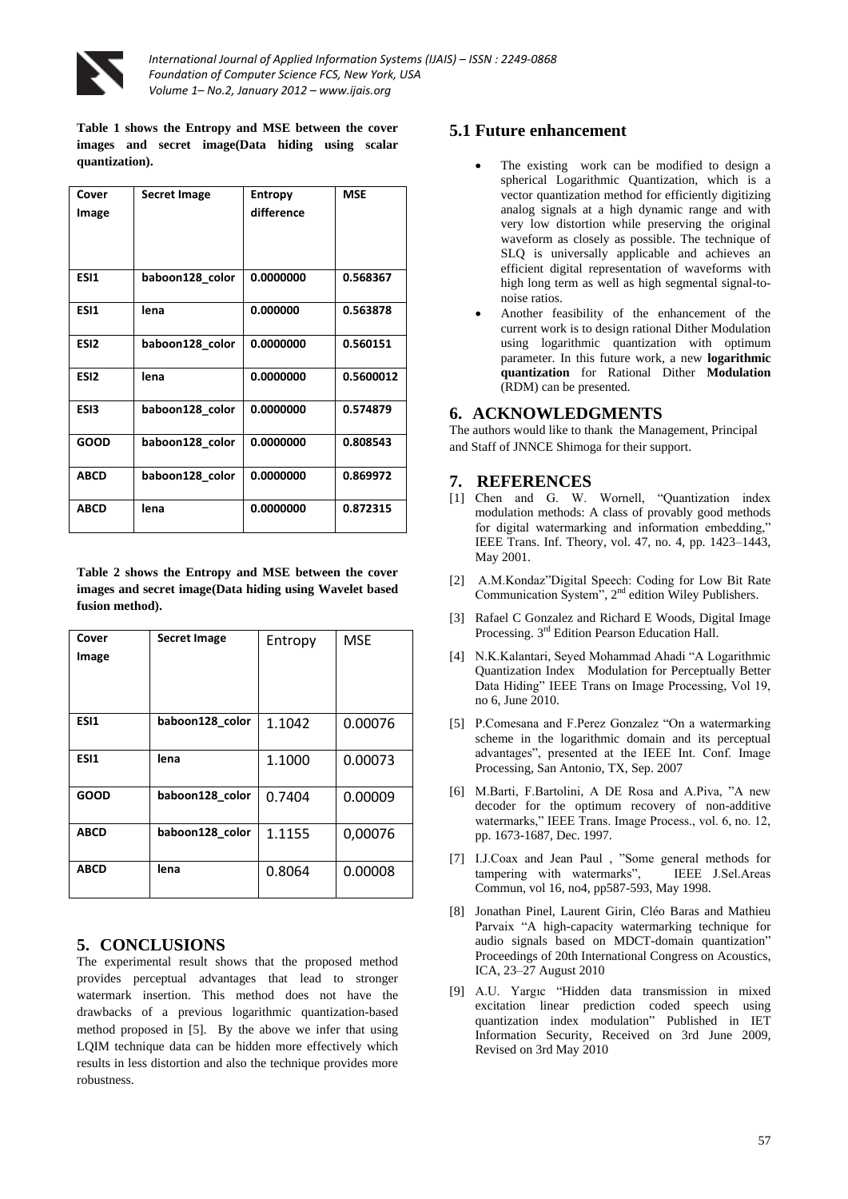**Table 1 shows the Entropy and MSE between the cover images and secret image(Data hiding using scalar quantization).**

| Cover Image | Secret Image | Entropy difference | MSE |
|---|---|---|---|
| ESI1 | baboon128_color | 0.0000000 | 0.568367 |
| ESI1 | lena | 0.000000 | 0.563878 |
| ESI2 | baboon128_color | 0.0000000 | 0.560151 |
| ESI2 | lena | 0.0000000 | 0.5600012 |
| ESI3 | baboon128_color | 0.0000000 | 0.574879 |
| GOOD | baboon128_color | 0.0000000 | 0.808543 |
| ABCD | baboon128_color | 0.0000000 | 0.869972 |
| ABCD | lena | 0.0000000 | 0.872315 |

**Table 2 shows the Entropy and MSE between the cover images and secret image(Data hiding using Wavelet based fusion method).**

| Cover Image | Secret Image | Entropy | MSE |
|---|---|---|---|
| ESI1 | baboon128_color | 1.1042 | 0.00076 |
| ESI1 | lena | 1.1000 | 0.00073 |
| GOOD | baboon128_color | 0.7404 | 0.00009 |
| ABCD | baboon128_color | 1.1155 | 0,00076 |
| ABCD | lena | 0.8064 | 0.00008 |

## 5. CONCLUSIONS

The experimental result shows that the proposed method provides perceptual advantages that lead to stronger watermark insertion. This method does not have the drawbacks of a previous logarithmic quantization-based method proposed in [5]. By the above we infer that using LQIM technique data can be hidden more effectively which results in less distortion and also the technique provides more robustness.

### 5.1 Future enhancement

- The existing work can be modified to design a spherical Logarithmic Quantization, which is a vector quantization method for efficiently digitizing analog signals at a high dynamic range and with very low distortion while preserving the original waveform as closely as possible. The technique of SLQ is universally applicable and achieves an efficient digital representation of waveforms with high long term as well as high segmental signal-to-noise ratios.
- Another feasibility of the enhancement of the current work is to design rational Dither Modulation using logarithmic quantization with optimum parameter. In this future work, a new **logarithmic quantization** for Rational Dither **Modulation** (RDM) can be presented.

## 6. ACKNOWLEDGMENTS

The authors would like to thank the Management, Principal and Staff of JNNCE Shimoga for their support.

## 7. REFERENCES

[1] Chen and G. W. Wornell, "Quantization index modulation methods: A class of provably good methods for digital watermarking and information embedding," IEEE Trans. Inf. Theory, vol. 47, no. 4, pp. 1423–1443, May 2001.

[2] A.M.Kondaz"Digital Speech: Coding for Low Bit Rate Communication System", 2nd edition Wiley Publishers.

[3] Rafael C Gonzalez and Richard E Woods, Digital Image Processing. 3rd Edition Pearson Education Hall.

[4] N.K.Kalantari, Seyed Mohammad Ahadi "A Logarithmic Quantization Index Modulation for Perceptually Better Data Hiding" IEEE Trans on Image Processing, Vol 19, no 6, June 2010.

[5] P.Comesana and F.Perez Gonzalez "On a watermarking scheme in the logarithmic domain and its perceptual advantages", presented at the IEEE Int. Conf. Image Processing, San Antonio, TX, Sep. 2007

[6] M.Barti, F.Bartolini, A DE Rosa and A.Piva, "A new decoder for the optimum recovery of non-additive watermarks," IEEE Trans. Image Process., vol. 6, no. 12, pp. 1673-1687, Dec. 1997.

[7] I.J.Coax and Jean Paul , "Some general methods for tampering with watermarks", IEEE J.Sel.Areas Commun, vol 16, no4, pp587-593, May 1998.

[8] Jonathan Pinel, Laurent Girin, Cléo Baras and Mathieu Parvaix "A high-capacity watermarking technique for audio signals based on MDCT-domain quantization" Proceedings of 20th International Congress on Acoustics, ICA, 23–27 August 2010

[9] A.U. Yargıc "Hidden data transmission in mixed excitation linear prediction coded speech using quantization index modulation" Published in IET Information Security, Received on 3rd June 2009, Revised on 3rd May 2010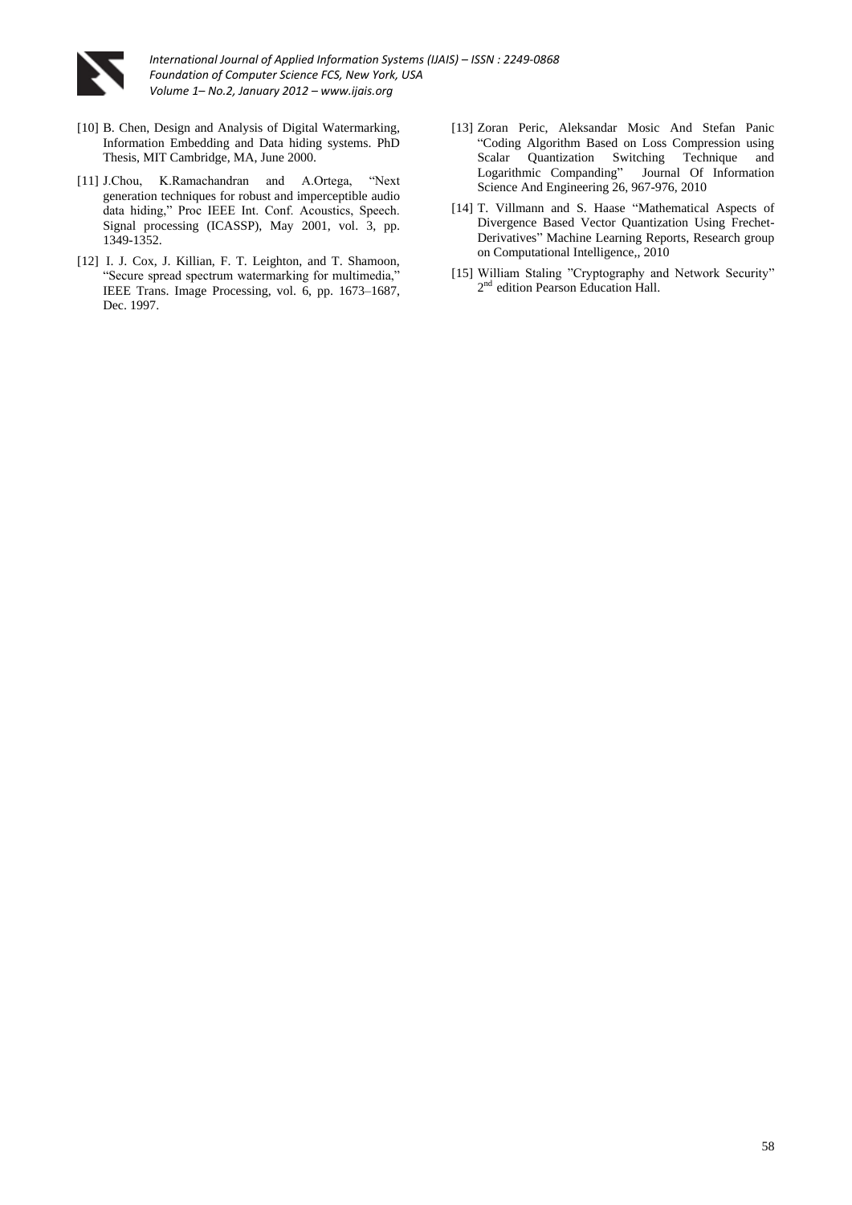[10] B. Chen, Design and Analysis of Digital Watermarking, Information Embedding and Data hiding systems. PhD Thesis, MIT Cambridge, MA, June 2000.

[11] J.Chou, K.Ramachandran and A.Ortega, "Next generation techniques for robust and imperceptible audio data hiding," Proc IEEE Int. Conf. Acoustics, Speech. Signal processing (ICASSP), May 2001, vol. 3, pp. 1349-1352.

[12] I. J. Cox, J. Killian, F. T. Leighton, and T. Shamoon, "Secure spread spectrum watermarking for multimedia," IEEE Trans. Image Processing, vol. 6, pp. 1673–1687, Dec. 1997.

[13] Zoran Peric, Aleksandar Mosic And Stefan Panic "Coding Algorithm Based on Loss Compression using Scalar Quantization Switching Technique and Logarithmic Companding" Journal Of Information Science And Engineering 26, 967-976, 2010

[14] T. Villmann and S. Haase "Mathematical Aspects of Divergence Based Vector Quantization Using Frechet-Derivatives" Machine Learning Reports, Research group on Computational Intelligence,, 2010

[15] William Staling "Cryptography and Network Security" 2nd edition Pearson Education Hall.